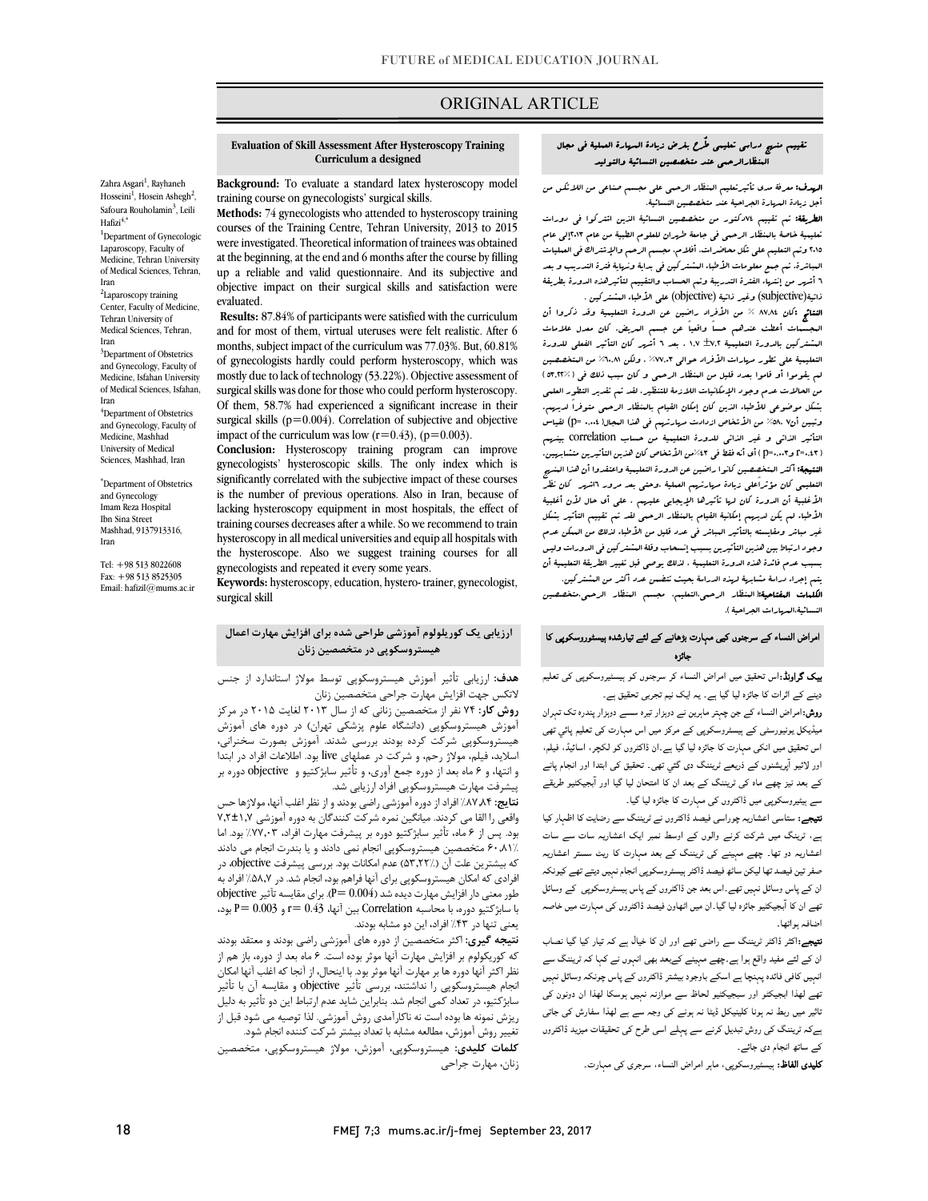# ORIGINAL ARTICLE

## Evaluation of Skill Assessment After Hysteroscopy Training Curriculum a designed

Zahra Asgari[1], Rayhaneh Hosseini[1], Hosein Ashegh[2], Safoura Rouholamin[3], Leili Hafizi[4,*]

[1]Department of Gynecologic Laparoscopy, Faculty of Medicine, Tehran University of Medical Sciences, Tehran, Iran

[2]Laparoscopy training Center, Faculty of Medicine, Tehran University of Medical Sciences, Tehran, Iran

[3]Department of Obstetrics and Gynecology, Faculty of Medicine, Isfahan University of Medical Sciences, Isfahan, Iran

[4]Department of Obstetrics and Gynecology, Faculty of Medicine, Mashhad University of Medical Sciences, Mashhad, Iran

*Department of Obstetrics and Gynecology Imam Reza Hospital Ibn Sina Street Mashhad, 9137913316, Iran

Tel: +98 513 8022608
Fax: +98 513 8525305
Email: hafizil@mums.ac.ir

**Background:** To evaluate a standard latex hysteroscopy model training course on gynecologists' surgical skills.

**Methods:** 74 gynecologists who attended to hysteroscopy training courses of the Training Centre, Tehran University, 2013 to 2015 were investigated. Theoretical information of trainees was obtained at the beginning, at the end and 6 months after the course by filling up a reliable and valid questionnaire. And its subjective and objective impact on their surgical skills and satisfaction were evaluated.

**Results:** 87.84% of participants were satisfied with the curriculum and for most of them, virtual uteruses were felt realistic. After 6 months, subject impact of the curriculum was 77.03%. But, 60.81% of gynecologists hardly could perform hysteroscopy, which was mostly due to lack of technology (53.22%). Objective assessment of surgical skills was done for those who could perform hysteroscopy. Of them, 58.7% had experienced a significant increase in their surgical skills (p=0.004). Correlation of subjective and objective impact of the curriculum was low (r=0.43), (p=0.003).

**Conclusion:** Hysteroscopy training program can improve gynecologists' hysteroscopic skills. The only index which is significantly correlated with the subjective impact of these courses is the number of previous operations. Also in Iran, because of lacking hysteroscopy equipment in most hospitals, the effect of training courses decreases after a while. So we recommend to train hysteroscopy in all medical universities and equip all hospitals with the hysteroscope. Also we suggest training courses for all gynecologists and repeated it every some years.

**Keywords:** hysteroscopy, education, hystero- trainer, gynecologist, surgical skill

## تقييم منهج دراسي تعليمي طُرّح بغرض زيادة المهارة العملية في مجال المنظار الرحمي عند متخصصين النسائية والتوليد

**الهدف:** معرفة مدى تأثير تعليم المنظار الرحمي على مجسم صناعي من اللاتكس من أجل زيادة المهارة الجراحية عند متخصصين النسائية.

**الطريقة:** تم تقييم ٧٤دكتور من متخصصين النسائية الذين اشتركوا في دورات تعليمية خاصة بالمنظار الرحمي في جامعة طهران للعلوم الطبية من عام ٢٠١٣الى عام ٢٠١٥ وتم التعليم على شكل محاضرات، أفلام، مجسم الرحم والإشتراك في العمليات المباشرة. ثم جمع معلومات الأطباء المشتركين في بداية ونهاية فترة التدريب و بعد ٦ أشهر من إنتهاء الفترة التدريبية وتم الحساب والتقييم لتأثيرهذه الدورة بطريقة ذاتية(subjective) وغير ذاتية (objective) على الأطباء المشتركين .

**النتائج :**كان ٨٧،٨٤ ٪ من الأفراد راضين عن الدورة التعليمية وقد ذكروا أن المجسمات أعطت عندهم حساً واقعياً عن جسم المريض. كان معدل علامات المشتركين بالدورة التعليمية ٧،٢±١،٧ . بعد ٦ أشهر كان التأثير الفعلي للدورة التعليمية على تطور مهارات الأفراد حوالي ٧٧،٠٣٪ . ولكن ٦٠،٨١٪ من المتخصصين لم يقوموا أو قاموا بعدد قليل من المنظار الرحمي و كان سبب ذلك في (٥٣،٢٢٪) من الحالات عدم وجود الإمكانيات اللازمة للتنظير. لقد تم تقدير التطور العلمي بشكل موضوعي للأطباء الذين كان إمكان القيام بالمنظار الرحمي متوفراً لديهم. وتبين أن٥٨،٧٪ من الأشخاص ازدادت مهارتهم في هذا المجال(٠،٠٠٤ =p) لقياس التأثير الذاتي و غير الذاتي للدورة التعليمية تم حساب correlation بينهم (٠،٤٣ =r و٠،٠٠٣=p) أي أنه فقط في ٤٣٪من الأشخاص كان هذين التأثيرين متشابهين.

**النتيجة:** أكثر المتخصصين كانوا راضين عن الدورة التعليمية واعتقدوا أن هذا المنهج التعليمي كان مؤثراًعلى زيادة مهارتهم العملية ،وحتى بعد مرور ٦أشهر كان نظر الأغلبية أن الدورة كان لها تأثيرها الإيجابي عليهم . على أن حال لأن أغلبية الأطباء لم يكن لديهم إمكانية القيام بالمنظار الرحمي لقد تم تقييم التأثير بشكل غير مباشر ومقايسته بالتأثير المباشر في عدد قليل من الأطباء، لذلك من الممكن عدم وجود ارتباط بين هذين التأثيرين بسبب إنسحاب وقلة المشتركين في الدورات وليس بسبب عدم فائدة هذه الدورة التعليمية ، لذلك يوصى قبل تغيير الطريقة التعليمية أن يتم إجراء دراسة مشابهة لهذه الدراسة بحيث تتضمن عدد أكثر من المشتركين.

**الكلمات المفتاحية:** المنظار الرحمي،التعليم، مجسم المنظار الرحمي،متخصصين النسائية،المهارات الجراحية ).

## ارزیابی یک کوریکولوم آموزشی طراحی شده برای افزایش مهارت اعمال هیستروسکوپی در متخصصین زنان

**هدف:** ارزیابی تأثیر آموزش هیستروسکوپی توسط مولاژ استاندارد از جنس لاتکس جهت افزایش مهارت جراحی متخصصین زنان

**روش کار:** ۷۴ نفر از متخصصین زنانی که از سال ۲۰۱۳ لغایت ۲۰۱۵ در مرکز آموزش هیستروسکوپی (دانشگاه علوم پزشکی تهران) در دوره های آموزش هیستروسکوپی شرکت کرده بودند بررسی شدند. آموزش بصورت سخنرانی، اسلاید، فیلم، مولاژ رحم، و شرکت در عملهای live بود. اطلاعات افراد در ابتدا و انتها، و ۶ ماه بعد از دوره جمع آوری، و تأثیر سابژکتیو و objective دوره بر پیشرفت مهارت هیستروسکوپی افراد ارزیابی شد.

**نتایج:** ۸۷.۸۴٪ افراد از دوره آموزشی راضی بودند و از نظر اغلب آنها، مولاژها حس واقعی را القا می کردند. میانگین نمره شرکت کنندگان به دوره آموزشی ۷،۲±۱،۷ بود. پس از ۶ ماه، تأثیر سابژکتیو دوره بر پیشرفت مهارت افراد، ۷۷،۰۳٪ بود. اما ۶۰،۸۱٪ متخصصین هیستروسکوپی انجام نمی دادند و یا بندرت انجام می دادند که بیشترین علت آن (۵۳،۲۲٪) عدم امکانات بود. بررسی پیشرفت objective، در افرادی که امکان هیستروسکوپی برای آنها فراهم بود، انجام شد. در ۵۸،۷٪ افراد به طور معنی دار افزایش مهارت دیده شد (0.004 =P). برای مقایسه تأثیر objective با سابژکتیو دوره، با محاسبه Correlation بین آنها، 0.43 =r و 0.003 =P بود، یعنی تنها در ۴۳٪ افراد، این دو مشابه بودند.

**نتیجه گیری:** اکثر متخصصین از دوره های آموزشی راضی بودند و معتقد بودند که کوریکولوم بر افزایش مهارت آنها موثر بوده است. ۶ ماه بعد از دوره، باز هم از نظر اکثر آنها دوره ها بر مهارت آنها موثر بود. با اینحال، از آنجا که اغلب آنها امکان انجام هیستروسکوپی را نداشتند، بررسی تأثیر objective و مقایسه آن با تأثیر سابژکتیو، در تعداد کمی انجام شد. بنابراین شاید عدم ارتباط این دو تأثیر به دلیل ریزش نمونه ها بوده است نه ناکارآمدی روش آموزشی. لذا توصیه می شود قبل از تغییر روش آموزش، مطالعه مشابه با تعداد بیشتر شرکت کننده انجام شود.

**کلمات کلیدی:** هیستروسکوپی، آموزش، مولاژ هیستروسکوپی، متخصصین زنان، مهارت جراحی

## امراض النساء کے سرجنوں کی مہارت بڑھانے کے لئے تیارشدہ ہیسٹروسکوپی کا جائزہ

**بیک گراونڈ:**اس تحقیق میں امراض النساء کر سرجنوں کو ہیسٹیروسکوپی کی تعلیم دینے کے اثرات کا جائزہ لیا گیا ہے۔ یہ ایک نیم تجربی تحقیق ہے۔

**روش:**امراض النساء کے جن چوہتر ماہرین نے دوہزار تیرہ سسے دوہزار پندرہ تک تہران میڈیکل یونیورسٹی کے ہیسٹروسکوپی کے مرکز میں اس مہارت کی تعلیم پائي تھی اس تحقیق میں انکی مہارت کا جائزہ لیا گیا ہے۔ان ڈاکٹروں کو لکچر، اسلائڈ، فیلم، اور لائیو آپریشنوں کے ذریعے ٹریننگ دی گئي تھی۔ تحقیق کی ابتدا اور انجام پانے کے بعد نیز چھے ماہ کی ٹریننگ کے بعد ان کا امتحان لیا گيا اور آبجیکٹیو طریقے سے ہیٹیروسکوپی میں ڈاکٹروں کی مہارت کا جائزہ لیا گيا۔

**نتیجے:** ستاسی اعشاریہ چوراسی فیصد ڈاکٹروں نے ٹریننگ سے رضایت کا اظہار کیا ہے، ٹریننگ میں شرکت کرنے والوں کے اوسط نمبر ایک اعشاریہ سات سے سات اعشاریہ دو تھا۔ چھے مہینے کی ٹریننگ کے بعد مہارت کا ریٹ سستر اعشاریہ صفر تین فیصد تھا لیکن ساٹھ فیصد ڈاکٹر ہیسٹروسکوپی انجام نہیں دیتے تھے کیونکہ ان کے پاس وسائل نہیں تھے۔اس بعد جن ڈاکٹروں کے پاس ہیسٹروسکوپی کے وسائل تھے ان کا آبجیکٹیو جائزہ لیا گيا۔ان میں اٹھاون فیصد ڈاکٹروں کی مہارت میں خاصہ اضافہ ہواتھا۔

**نتیجے:**اکثر ڈاکٹر ٹریننگ سے راضی تھے اور ان کا خیال ہے کہ تیار کیا گيا نصاب ان کے لئے مفید واقع ہوا ہے۔چھے مہینے کےبعد بھی انہوں نے کہا کہ ٹریننگ سے انہیں کافی فائدہ پہنچا ہے اسکے باوجود بیشتر ڈاکٹروں کے پاس چونکہ وسائل نہیں تھے لھذا ابجیکٹو اور سبجیکٹیو لحاظ سے موازنہ نہیں ہوسکا لھذا ان دونوں کی تاثیر میں ربط نہ ہونا کلینیکل ڈیٹا نہ ہونے کی وجہ سے ہے لھذا سفارش کی جاتی ہےکہ ٹریننگ کی روش تبدیل کرنے سے پہلے اسی طرح کی تحقیقات مزید ڈاکٹروں کے ساتھ انجام دی جائے۔

**کلیدی الفاظ:** ہیسٹیروسکوپی، ماہر امراض النساء، سرجری کی مہارت۔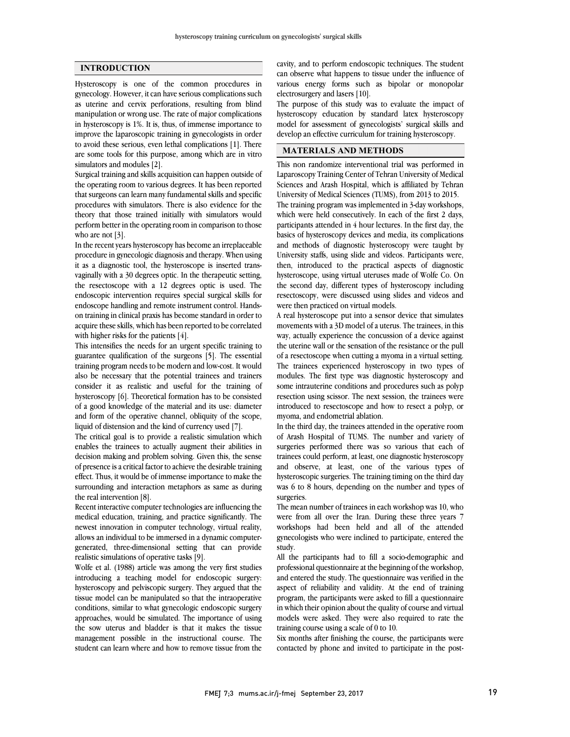## INTRODUCTION

Hysteroscopy is one of the common procedures in gynecology. However, it can have serious complications such as uterine and cervix perforations, resulting from blind manipulation or wrong use. The rate of major complications in hysteroscopy is 1%. It is, thus, of immense importance to improve the laparoscopic training in gynecologists in order to avoid these serious, even lethal complications [1]. There are some tools for this purpose, among which are in vitro simulators and modules [2].

Surgical training and skills acquisition can happen outside of the operating room to various degrees. It has been reported that surgeons can learn many fundamental skills and specific procedures with simulators. There is also evidence for the theory that those trained initially with simulators would perform better in the operating room in comparison to those who are not [3].

In the recent years hysteroscopy has become an irreplaceable procedure in gynecologic diagnosis and therapy. When using it as a diagnostic tool, the hysteroscope is inserted trans-vaginally with a 30 degrees optic. In the therapeutic setting, the resectoscope with a 12 degrees optic is used. The endoscopic intervention requires special surgical skills for endoscope handling and remote instrument control. Hands-on training in clinical praxis has become standard in order to acquire these skills, which has been reported to be correlated with higher risks for the patients [4].

This intensifies the needs for an urgent specific training to guarantee qualification of the surgeons [5]. The essential training program needs to be modern and low-cost. It would also be necessary that the potential trainees and trainers consider it as realistic and useful for the training of hysteroscopy [6]. Theoretical formation has to be consisted of a good knowledge of the material and its use: diameter and form of the operative channel, obliquity of the scope, liquid of distension and the kind of currency used [7].

The critical goal is to provide a realistic simulation which enables the trainees to actually augment their abilities in decision making and problem solving. Given this, the sense of presence is a critical factor to achieve the desirable training effect. Thus, it would be of immense importance to make the surrounding and interaction metaphors as same as during the real intervention [8].

Recent interactive computer technologies are influencing the medical education, training, and practice significantly. The newest innovation in computer technology, virtual reality, allows an individual to be immersed in a dynamic computer-generated, three-dimensional setting that can provide realistic simulations of operative tasks [9].

Wolfe et al. (1988) article was among the very first studies introducing a teaching model for endoscopic surgery: hysteroscopy and pelviscopic surgery. They argued that the tissue model can be manipulated so that the intraoperative conditions, similar to what gynecologic endoscopic surgery approaches, would be simulated. The importance of using the sow uterus and bladder is that it makes the tissue management possible in the instructional course. The student can learn where and how to remove tissue from the cavity, and to perform endoscopic techniques. The student can observe what happens to tissue under the influence of various energy forms such as bipolar or monopolar electrosurgery and lasers [10].

The purpose of this study was to evaluate the impact of hysteroscopy education by standard latex hysteroscopy model for assessment of gynecologists' surgical skills and develop an effective curriculum for training hysteroscopy.

## MATERIALS AND METHODS

This non randomize interventional trial was performed in Laparoscopy Training Center of Tehran University of Medical Sciences and Arash Hospital, which is affiliated by Tehran University of Medical Sciences (TUMS), from 2013 to 2015.

The training program was implemented in 3-day workshops, which were held consecutively. In each of the first 2 days, participants attended in 4 hour lectures. In the first day, the basics of hysteroscopy devices and media, its complications and methods of diagnostic hysteroscopy were taught by University staffs, using slide and videos. Participants were, then, introduced to the practical aspects of diagnostic hysteroscope, using virtual uteruses made of Wolfe Co. On the second day, different types of hysteroscopy including resectoscopy, were discussed using slides and videos and were then practiced on virtual models.

A real hysteroscope put into a sensor device that simulates movements with a 3D model of a uterus. The trainees, in this way, actually experience the concussion of a device against the uterine wall or the sensation of the resistance or the pull of a resectoscope when cutting a myoma in a virtual setting. The trainees experienced hysteroscopy in two types of modules. The first type was diagnostic hysteroscopy and some intrauterine conditions and procedures such as polyp resection using scissor. The next session, the trainees were introduced to resectoscope and how to resect a polyp, or myoma, and endometrial ablation.

In the third day, the trainees attended in the operative room of Arash Hospital of TUMS. The number and variety of surgeries performed there was so various that each of trainees could perform, at least, one diagnostic hysteroscopy and observe, at least, one of the various types of hysteroscopic surgeries. The training timing on the third day was 6 to 8 hours, depending on the number and types of surgeries.

The mean number of trainees in each workshop was 10, who were from all over the Iran. During these three years 7 workshops had been held and all of the attended gynecologists who were inclined to participate, entered the study.

All the participants had to fill a socio-demographic and professional questionnaire at the beginning of the workshop, and entered the study. The questionnaire was verified in the aspect of reliability and validity. At the end of training program, the participants were asked to fill a questionnaire in which their opinion about the quality of course and virtual models were asked. They were also required to rate the training course using a scale of 0 to 10.

Six months after finishing the course, the participants were contacted by phone and invited to participate in the post-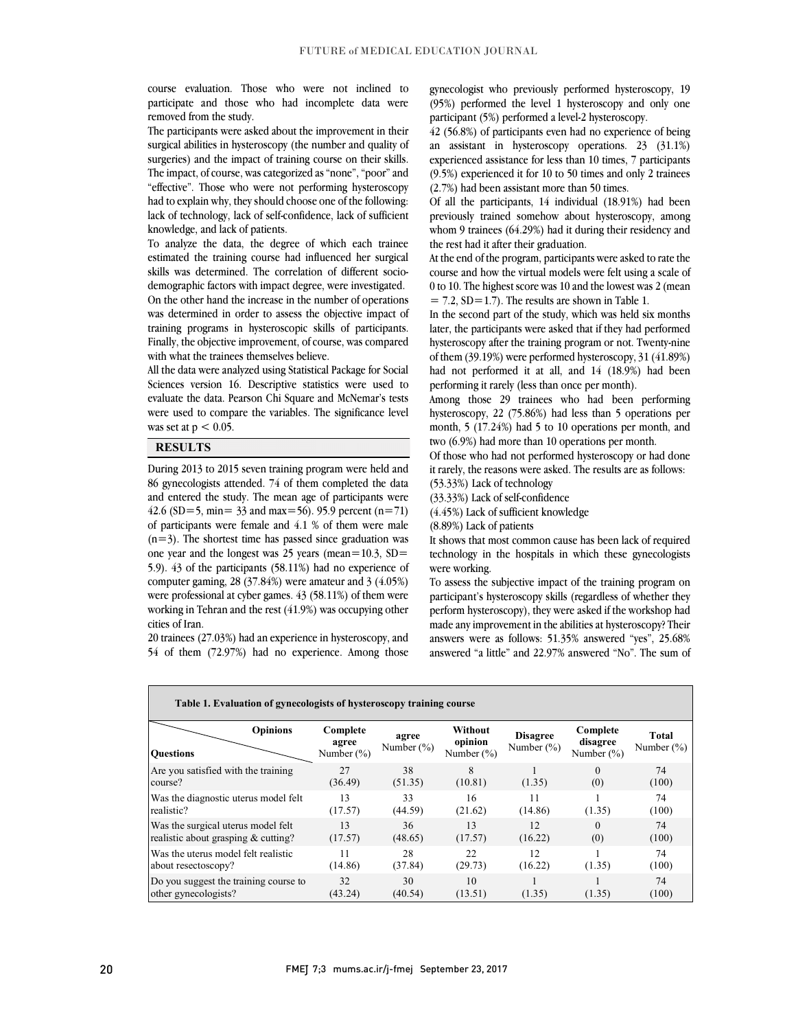course evaluation. Those who were not inclined to participate and those who had incomplete data were removed from the study.

The participants were asked about the improvement in their surgical abilities in hysteroscopy (the number and quality of surgeries) and the impact of training course on their skills. The impact, of course, was categorized as "none", "poor" and "effective". Those who were not performing hysteroscopy had to explain why, they should choose one of the following: lack of technology, lack of self-confidence, lack of sufficient knowledge, and lack of patients.

To analyze the data, the degree of which each trainee estimated the training course had influenced her surgical skills was determined. The correlation of different socio-demographic factors with impact degree, were investigated.

On the other hand the increase in the number of operations was determined in order to assess the objective impact of training programs in hysteroscopic skills of participants. Finally, the objective improvement, of course, was compared with what the trainees themselves believe.

All the data were analyzed using Statistical Package for Social Sciences version 16. Descriptive statistics were used to evaluate the data. Pearson Chi Square and McNemar's tests were used to compare the variables. The significance level was set at $p < 0.05$.

## RESULTS

During 2013 to 2015 seven training program were held and 86 gynecologists attended. 74 of them completed the data and entered the study. The mean age of participants were 42.6 (SD=5, min= 33 and max=56). 95.9 percent (n=71) of participants were female and 4.1 % of them were male (n=3). The shortest time has passed since graduation was one year and the longest was 25 years (mean=10.3, SD= 5.9). 43 of the participants (58.11%) had no experience of computer gaming, 28 (37.84%) were amateur and 3 (4.05%) were professional at cyber games. 43 (58.11%) of them were working in Tehran and the rest (41.9%) was occupying other cities of Iran.

20 trainees (27.03%) had an experience in hysteroscopy, and 54 of them (72.97%) had no experience. Among those gynecologist who previously performed hysteroscopy, 19 (95%) performed the level 1 hysteroscopy and only one participant (5%) performed a level-2 hysteroscopy.

42 (56.8%) of participants even had no experience of being an assistant in hysteroscopy operations. 23 (31.1%) experienced assistance for less than 10 times, 7 participants (9.5%) experienced it for 10 to 50 times and only 2 trainees (2.7%) had been assistant more than 50 times.

Of all the participants, 14 individual (18.91%) had been previously trained somehow about hysteroscopy, among whom 9 trainees (64.29%) had it during their residency and the rest had it after their graduation.

At the end of the program, participants were asked to rate the course and how the virtual models were felt using a scale of 0 to 10. The highest score was 10 and the lowest was 2 (mean = 7.2, SD=1.7). The results are shown in Table 1.

In the second part of the study, which was held six months later, the participants were asked that if they had performed hysteroscopy after the training program or not. Twenty-nine of them (39.19%) were performed hysteroscopy, 31 (41.89%) had not performed it at all, and 14 (18.9%) had been performing it rarely (less than once per month).

Among those 29 trainees who had been performing hysteroscopy, 22 (75.86%) had less than 5 operations per month, 5 (17.24%) had 5 to 10 operations per month, and two (6.9%) had more than 10 operations per month.

Of those who had not performed hysteroscopy or had done it rarely, the reasons were asked. The results are as follows:

(53.33%) Lack of technology

(33.33%) Lack of self-confidence

(4.45%) Lack of sufficient knowledge

(8.89%) Lack of patients

It shows that most common cause has been lack of required technology in the hospitals in which these gynecologists were working.

To assess the subjective impact of the training program on participant's hysteroscopy skills (regardless of whether they perform hysteroscopy), they were asked if the workshop had made any improvement in the abilities at hysteroscopy? Their answers were as follows: 51.35% answered "yes", 25.68% answered "a little" and 22.97% answered "No". The sum of

**Table 1. Evaluation of gynecologists of hysteroscopy training course**

| Questions / Opinions | Complete agree Number (%) | agree Number (%) | Without opinion Number (%) | Disagree Number (%) | Complete disagree Number (%) | Total Number (%) |
|---|---|---|---|---|---|---|
| Are you satisfied with the training course? | 27 (36.49) | 38 (51.35) | 8 (10.81) | 1 (1.35) | 0 (0) | 74 (100) |
| Was the diagnostic uterus model felt realistic? | 13 (17.57) | 33 (44.59) | 16 (21.62) | 11 (14.86) | 1 (1.35) | 74 (100) |
| Was the surgical uterus model felt realistic about grasping & cutting? | 13 (17.57) | 36 (48.65) | 13 (17.57) | 12 (16.22) | 0 (0) | 74 (100) |
| Was the uterus model felt realistic about resectoscopy? | 11 (14.86) | 28 (37.84) | 22 (29.73) | 12 (16.22) | 1 (1.35) | 74 (100) |
| Do you suggest the training course to other gynecologists? | 32 (43.24) | 30 (40.54) | 10 (13.51) | 1 (1.35) | 1 (1.35) | 74 (100) |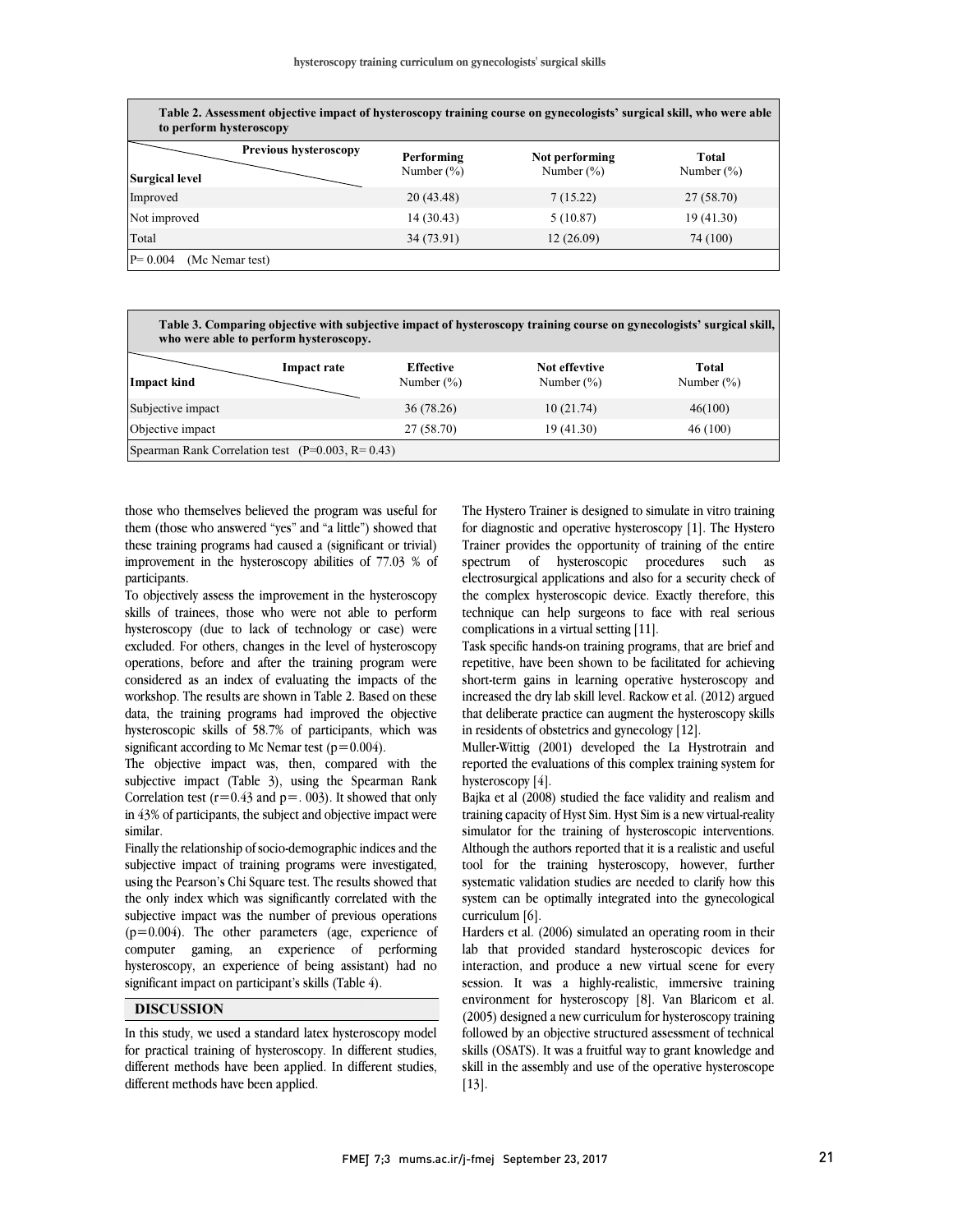**Table 2. Assessment objective impact of hysteroscopy training course on gynecologists' surgical skill, who were able to perform hysteroscopy**

| Surgical level \ Previous hysteroscopy | Performing Number (%) | Not performing Number (%) | Total Number (%) |
|---|---|---|---|
| Improved | 20 (43.48) | 7 (15.22) | 27 (58.70) |
| Not improved | 14 (30.43) | 5 (10.87) | 19 (41.30) |
| Total | 34 (73.91) | 12 (26.09) | 74 (100) |
| P= 0.004 (Mc Nemar test) | | | |

**Table 3. Comparing objective with subjective impact of hysteroscopy training course on gynecologists' surgical skill, who were able to perform hysteroscopy.**

| Impact kind \ Impact rate | Effective Number (%) | Not effevtive Number (%) | Total Number (%) |
|---|---|---|---|
| Subjective impact | 36 (78.26) | 10 (21.74) | 46(100) |
| Objective impact | 27 (58.70) | 19 (41.30) | 46 (100) |
| Spearman Rank Correlation test (P=0.003, R= 0.43) | | | |

those who themselves believed the program was useful for them (those who answered "yes" and "a little") showed that these training programs had caused a (significant or trivial) improvement in the hysteroscopy abilities of 77.03 % of participants.

To objectively assess the improvement in the hysteroscopy skills of trainees, those who were not able to perform hysteroscopy (due to lack of technology or case) were excluded. For others, changes in the level of hysteroscopy operations, before and after the training program were considered as an index of evaluating the impacts of the workshop. The results are shown in Table 2. Based on these data, the training programs had improved the objective hysteroscopic skills of 58.7% of participants, which was significant according to Mc Nemar test ($p=0.004$).

The objective impact was, then, compared with the subjective impact (Table 3), using the Spearman Rank Correlation test ($r=0.43$ and $p=.003$). It showed that only in 43% of participants, the subject and objective impact were similar.

Finally the relationship of socio-demographic indices and the subjective impact of training programs were investigated, using the Pearson's Chi Square test. The results showed that the only index which was significantly correlated with the subjective impact was the number of previous operations ($p=0.004$). The other parameters (age, experience of computer gaming, an experience of performing hysteroscopy, an experience of being assistant) had no significant impact on participant's skills (Table 4).

## DISCUSSION

In this study, we used a standard latex hysteroscopy model for practical training of hysteroscopy. In different studies, different methods have been applied. In different studies, different methods have been applied.

The Hystero Trainer is designed to simulate in vitro training for diagnostic and operative hysteroscopy [1]. The Hystero Trainer provides the opportunity of training of the entire spectrum of hysteroscopic procedures such as electrosurgical applications and also for a security check of the complex hysteroscopic device. Exactly therefore, this technique can help surgeons to face with real serious complications in a virtual setting [11].

Task specific hands-on training programs, that are brief and repetitive, have been shown to be facilitated for achieving short-term gains in learning operative hysteroscopy and increased the dry lab skill level. Rackow et al. (2012) argued that deliberate practice can augment the hysteroscopy skills in residents of obstetrics and gynecology [12].

Muller-Wittig (2001) developed the La Hystrotrain and reported the evaluations of this complex training system for hysteroscopy [4].

Bajka et al (2008) studied the face validity and realism and training capacity of Hyst Sim. Hyst Sim is a new virtual-reality simulator for the training of hysteroscopic interventions. Although the authors reported that it is a realistic and useful tool for the training hysteroscopy, however, further systematic validation studies are needed to clarify how this system can be optimally integrated into the gynecological curriculum [6].

Harders et al. (2006) simulated an operating room in their lab that provided standard hysteroscopic devices for interaction, and produce a new virtual scene for every session. It was a highly-realistic, immersive training environment for hysteroscopy [8]. Van Blaricom et al. (2005) designed a new curriculum for hysteroscopy training followed by an objective structured assessment of technical skills (OSATS). It was a fruitful way to grant knowledge and skill in the assembly and use of the operative hysteroscope [13].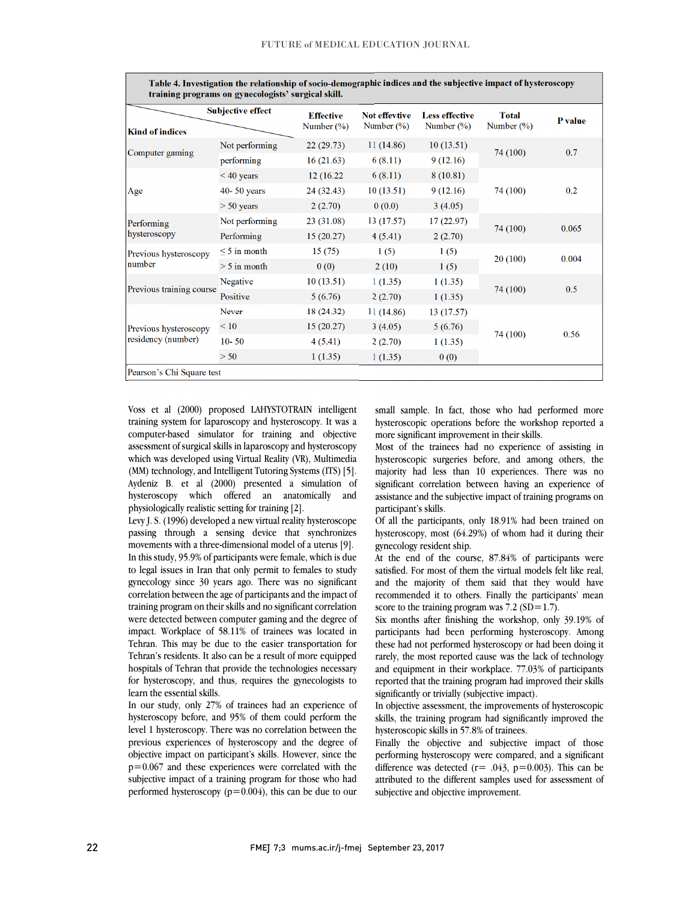**Table 4. Investigation the relationship of socio-demographic indices and the subjective impact of hysteroscopy training programs on gynecologists' surgical skill.**

| Kind of indices | Subjective effect | Effective Number (%) | Not effective Number (%) | Less effective Number (%) | Total Number (%) | P value |
|---|---|---|---|---|---|---|
| Computer gaming | Not performing | 22 (29.73) | 11 (14.86) | 10 (13.51) | 74 (100) | 0.7 |
| | performing | 16 (21.63) | 6 (8.11) | 9 (12.16) | | |
| Age | < 40 years | 12 (16.22 | 6 (8.11) | 8 (10.81) | 74 (100) | 0.2 |
| | 40- 50 years | 24 (32.43) | 10 (13.51) | 9 (12.16) | | |
| | > 50 years | 2 (2.70) | 0 (0.0) | 3 (4.05) | | |
| Performing hysteroscopy | Not performing | 23 (31.08) | 13 (17.57) | 17 (22.97) | 74 (100) | 0.065 |
| | Performing | 15 (20.27) | 4 (5.41) | 2 (2.70) | | |
| Previous hysteroscopy number | ≤ 5 in month | 15 (75) | 1 (5) | 1 (5) | 20 (100) | 0.004 |
| | > 5 in month | 0 (0) | 2 (10) | 1 (5) | | |
| Previous training course | Negative | 10 (13.51) | 1 (1.35) | 1 (1.35) | 74 (100) | 0.5 |
| | Positive | 5 (6.76) | 2 (2.70) | 1 (1.35) | | |
| Previous hysteroscopy residency (number) | Never | 18 (24.32) | 11 (14.86) | 13 (17.57) | 74 (100) | 0.56 |
| | < 10 | 15 (20.27) | 3 (4.05) | 5 (6.76) | | |
| | 10- 50 | 4 (5.41) | 2 (2.70) | 1 (1.35) | | |
| | > 50 | 1 (1.35) | 1 (1.35) | 0 (0) | | |

Pearson's Chi Square test

Voss et al (2000) proposed LAHYSTOTRAIN intelligent training system for laparoscopy and hysteroscopy. It was a computer-based simulator for training and objective assessment of surgical skills in laparoscopy and hysteroscopy which was developed using Virtual Reality (VR), Multimedia (MM) technology, and Intelligent Tutoring Systems (ITS) [5]. Aydeniz B. et al (2000) presented a simulation of hysteroscopy which offered an anatomically and physiologically realistic setting for training [2].

Levy J. S. (1996) developed a new virtual reality hysteroscope passing through a sensing device that synchronizes movements with a three-dimensional model of a uterus [9].

In this study, 95.9% of participants were female, which is due to legal issues in Iran that only permit to females to study gynecology since 30 years ago. There was no significant correlation between the age of participants and the impact of training program on their skills and no significant correlation were detected between computer gaming and the degree of impact. Workplace of 58.11% of trainees was located in Tehran. This may be due to the easier transportation for Tehran's residents. It also can be a result of more equipped hospitals of Tehran that provide the technologies necessary for hysteroscopy, and thus, requires the gynecologists to learn the essential skills.

In our study, only 27% of trainees had an experience of hysteroscopy before, and 95% of them could perform the level 1 hysteroscopy. There was no correlation between the previous experiences of hysteroscopy and the degree of objective impact on participant's skills. However, since the p=0.067 and these experiences were correlated with the subjective impact of a training program for those who had performed hysteroscopy (p=0.004), this can be due to our small sample. In fact, those who had performed more hysteroscopic operations before the workshop reported a more significant improvement in their skills.

Most of the trainees had no experience of assisting in hysteroscopic surgeries before, and among others, the majority had less than 10 experiences. There was no significant correlation between having an experience of assistance and the subjective impact of training programs on participant's skills.

Of all the participants, only 18.91% had been trained on hysteroscopy, most (64.29%) of whom had it during their gynecology resident ship.

At the end of the course, 87.84% of participants were satisfied. For most of them the virtual models felt like real, and the majority of them said that they would have recommended it to others. Finally the participants' mean score to the training program was 7.2 (SD=1.7).

Six months after finishing the workshop, only 39.19% of participants had been performing hysteroscopy. Among these had not performed hysteroscopy or had been doing it rarely, the most reported cause was the lack of technology and equipment in their workplace. 77.03% of participants reported that the training program had improved their skills significantly or trivially (subjective impact).

In objective assessment, the improvements of hysteroscopic skills, the training program had significantly improved the hysteroscopic skills in 57.8% of trainees.

Finally the objective and subjective impact of those performing hysteroscopy were compared, and a significant difference was detected (r= .043, p=0.003). This can be attributed to the different samples used for assessment of subjective and objective improvement.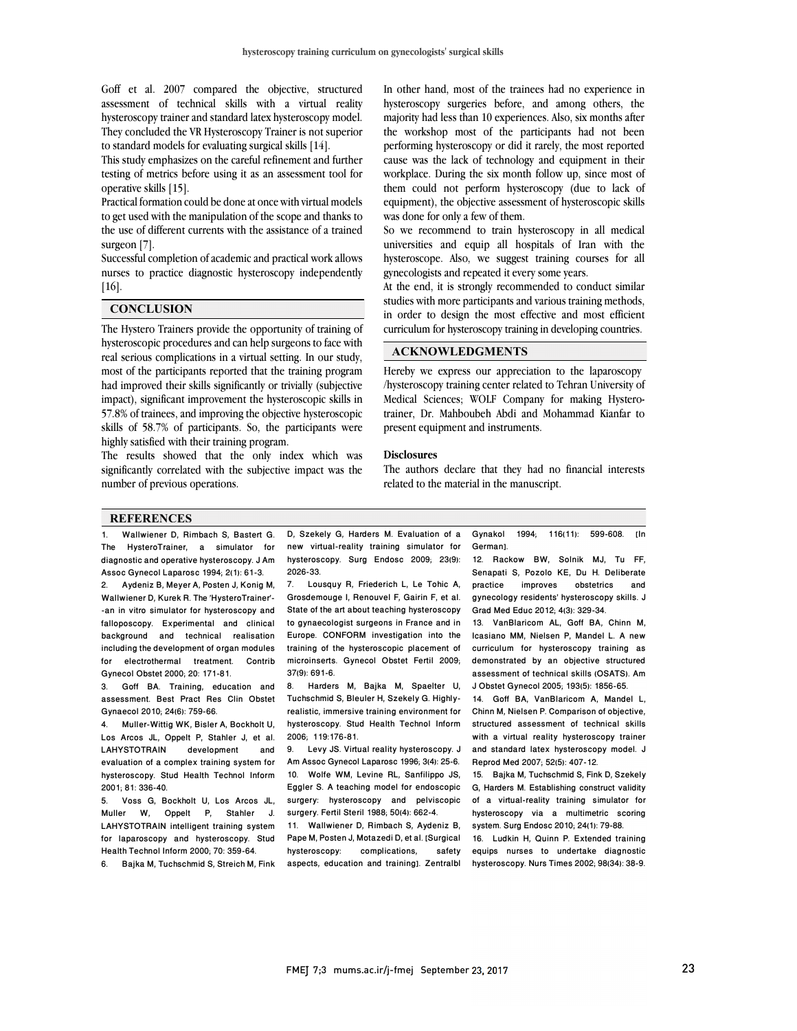Goff et al. 2007 compared the objective, structured assessment of technical skills with a virtual reality hysteroscopy trainer and standard latex hysteroscopy model. They concluded the VR Hysteroscopy Trainer is not superior to standard models for evaluating surgical skills [14].

This study emphasizes on the careful refinement and further testing of metrics before using it as an assessment tool for operative skills [15].

Practical formation could be done at once with virtual models to get used with the manipulation of the scope and thanks to the use of different currents with the assistance of a trained surgeon [7].

Successful completion of academic and practical work allows nurses to practice diagnostic hysteroscopy independently [16].

## CONCLUSION

The Hystero Trainers provide the opportunity of training of hysteroscopic procedures and can help surgeons to face with real serious complications in a virtual setting. In our study, most of the participants reported that the training program had improved their skills significantly or trivially (subjective impact), significant improvement the hysteroscopic skills in 57.8% of trainees, and improving the objective hysteroscopic skills of 58.7% of participants. So, the participants were highly satisfied with their training program.

The results showed that the only index which was significantly correlated with the subjective impact was the number of previous operations.

In other hand, most of the trainees had no experience in hysteroscopy surgeries before, and among others, the majority had less than 10 experiences. Also, six months after the workshop most of the participants had not been performing hysteroscopy or did it rarely, the most reported cause was the lack of technology and equipment in their workplace. During the six month follow up, since most of them could not perform hysteroscopy (due to lack of equipment), the objective assessment of hysteroscopic skills was done for only a few of them.

So we recommend to train hysteroscopy in all medical universities and equip all hospitals of Iran with the hysteroscope. Also, we suggest training courses for all gynecologists and repeated it every some years.

At the end, it is strongly recommended to conduct similar studies with more participants and various training methods, in order to design the most effective and most efficient curriculum for hysteroscopy training in developing countries.

## ACKNOWLEDGMENTS

Hereby we express our appreciation to the laparoscopy /hysteroscopy training center related to Tehran University of Medical Sciences; WOLF Company for making Hystero-trainer, Dr. Mahboubeh Abdi and Mohammad Kianfar to present equipment and instruments.

### Disclosures

The authors declare that they had no financial interests related to the material in the manuscript.

## REFERENCES

1. Wallwiener D, Rimbach S, Bastert G. The HysteroTrainer, a simulator for diagnostic and operative hysteroscopy. J Am Assoc Gynecol Laparosc 1994; 2(1): 61-3.
2. Aydeniz B, Meyer A, Posten J, Konig M, Wallwiener D, Kurek R. The 'HysteroTrainer'--an in vitro simulator for hysteroscopy and falloposcopy. Experimental and clinical background and technical realisation including the development of organ modules for electrothermal treatment. Contrib Gynecol Obstet 2000; 20: 171-81.
3. Goff BA. Training, education and assessment. Best Pract Res Clin Obstet Gynaecol 2010; 24(6): 759-66.
4. Muller-Wittig WK, Bisler A, Bockholt U, Los Arcos JL, Oppelt P, Stahler J, et al. LAHYSTOTRAIN development and evaluation of a complex training system for hysteroscopy. Stud Health Technol Inform 2001; 81: 336-40.
5. Voss G, Bockholt U, Los Arcos JL, Muller W, Oppelt P, Stahler J. LAHYSTOTRAIN intelligent training system for laparoscopy and hysteroscopy. Stud Health Technol Inform 2000; 70: 359-64.
6. Bajka M, Tuchschmid S, Streich M, Fink D, Szekely G, Harders M. Evaluation of a new virtual-reality training simulator for hysteroscopy. Surg Endosc 2009; 23(9): 2026-33.
7. Lousquy R, Friederich L, Le Tohic A, Grosdemouge I, Renouvel F, Gairin F, et al. State of the art about teaching hysteroscopy to gynaecologist surgeons in France and in Europe. CONFORM investigation into the training of the hysteroscopic placement of microinserts. Gynecol Obstet Fertil 2009; 37(9): 691-6.
8. Harders M, Bajka M, Spaelter U, Tuchschmid S, Bleuler H, Szekely G. Highly-realistic, immersive training environment for hysteroscopy. Stud Health Technol Inform 2006; 119:176-81.
9. Levy JS. Virtual reality hysteroscopy. J Am Assoc Gynecol Laparosc 1996; 3(4): 25-6.
10. Wolfe WM, Levine RL, Sanfilippo JS, Eggler S. A teaching model for endoscopic surgery: hysteroscopy and pelviscopic surgery. Fertil Steril 1988; 50(4): 662-4.
11. Wallwiener D, Rimbach S, Aydeniz B, Pape M, Posten J, Motazedi D, et al. [Surgical hysteroscopy: complications, safety aspects, education and training]. Zentralbl Gynakol 1994; 116(11): 599-608. [In German].
12. Rackow BW, Solnik MJ, Tu FF, Senapati S, Pozolo KE, Du H. Deliberate practice improves obstetrics and gynecology residents' hysteroscopy skills. J Grad Med Educ 2012; 4(3): 329-34.
13. VanBlaricom AL, Goff BA, Chinn M, Icasiano MM, Nielsen P, Mandel L. A new curriculum for hysteroscopy training as demonstrated by an objective structured assessment of technical skills (OSATS). Am J Obstet Gynecol 2005; 193(5): 1856-65.
14. Goff BA, VanBlaricom A, Mandel L, Chinn M, Nielsen P. Comparison of objective, structured assessment of technical skills with a virtual reality hysteroscopy trainer and standard latex hysteroscopy model. J Reprod Med 2007; 52(5): 407-12.
15. Bajka M, Tuchschmid S, Fink D, Szekely G, Harders M. Establishing construct validity of a virtual-reality training simulator for hysteroscopy via a multimetric scoring system. Surg Endosc 2010; 24(1): 79-88.
16. Ludkin H, Quinn P. Extended training equips nurses to undertake diagnostic hysteroscopy. Nurs Times 2002; 98(34): 38-9.